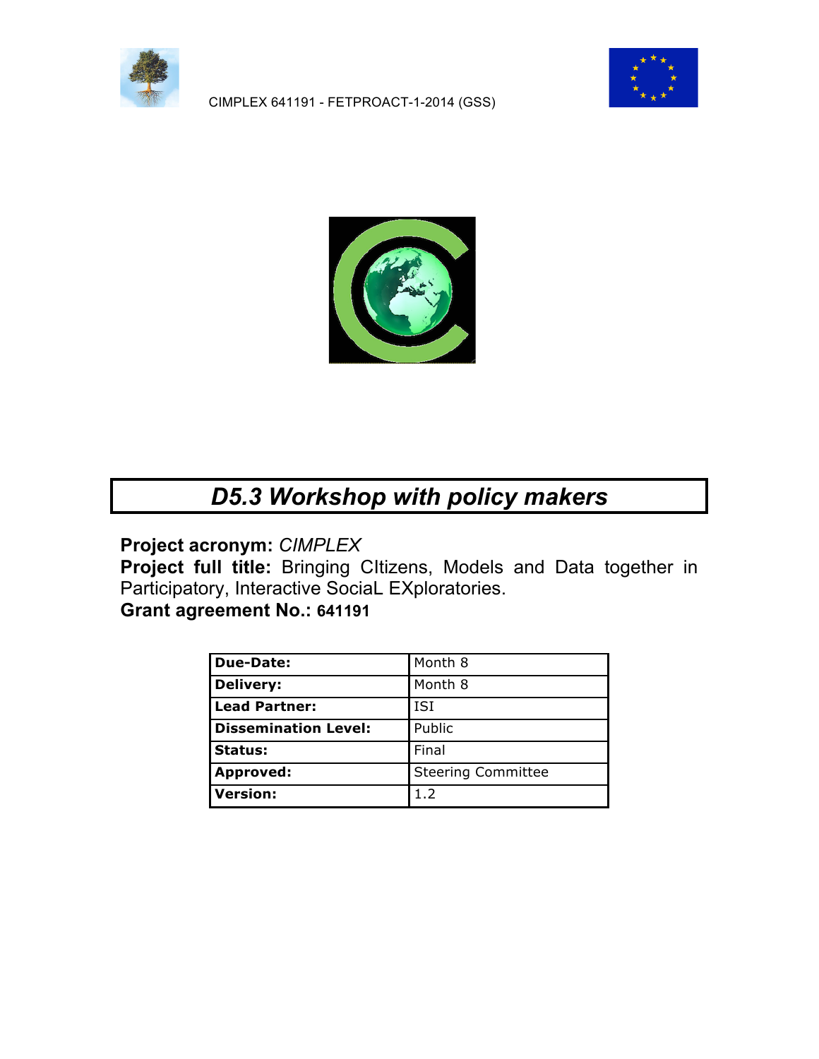CIMPLEX 641191 - FETPROACT-1-2014 (GSS)

# *D5.3 Workshop with policy makers*

**Project acronym:** *CIMPLEX*
**Project full title:** Bringing CItizens, Models and Data together in Participatory, Interactive SociaL EXploratories.
**Grant agreement No.: 641191**

| | |
|---|---|
| **Due-Date:** | Month 8 |
| **Delivery:** | Month 8 |
| **Lead Partner:** | ISI |
| **Dissemination Level:** | Public |
| **Status:** | Final |
| **Approved:** | Steering Committee |
| **Version:** | 1.2 |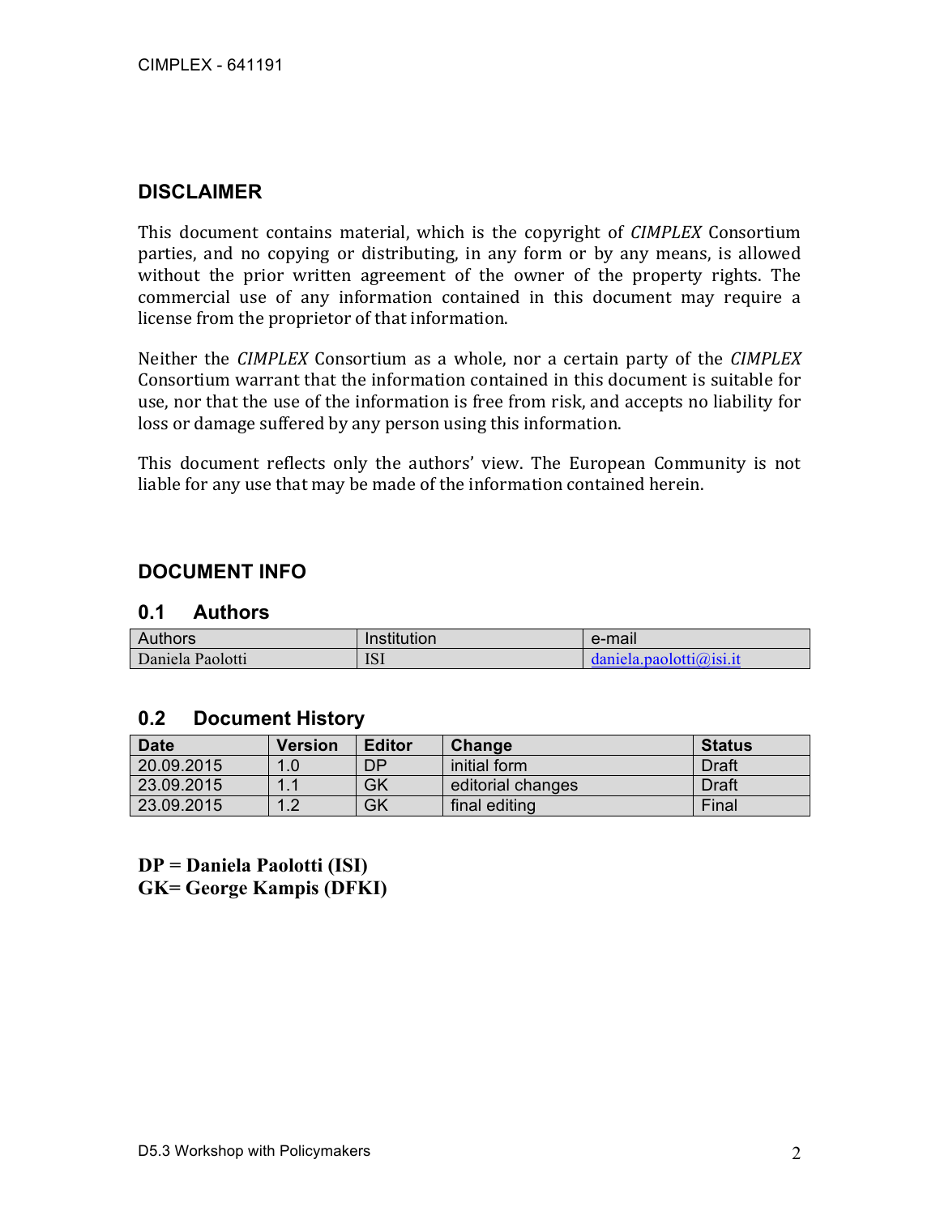## DISCLAIMER

This document contains material, which is the copyright of *CIMPLEX* Consortium parties, and no copying or distributing, in any form or by any means, is allowed without the prior written agreement of the owner of the property rights. The commercial use of any information contained in this document may require a license from the proprietor of that information.

Neither the *CIMPLEX* Consortium as a whole, nor a certain party of the *CIMPLEX* Consortium warrant that the information contained in this document is suitable for use, nor that the use of the information is free from risk, and accepts no liability for loss or damage suffered by any person using this information.

This document reflects only the authors' view. The European Community is not liable for any use that may be made of the information contained herein.

## DOCUMENT INFO

### 0.1 Authors

| Authors | Institution | e-mail |
|---|---|---|
| Daniela Paolotti | ISI | daniela.paolotti@isi.it |

### 0.2 Document History

| Date | Version | Editor | Change | Status |
|---|---|---|---|---|
| 20.09.2015 | 1.0 | DP | initial form | Draft |
| 23.09.2015 | 1.1 | GK | editorial changes | Draft |
| 23.09.2015 | 1.2 | GK | final editing | Final |

**DP = Daniela Paolotti (ISI)**
**GK= George Kampis (DFKI)**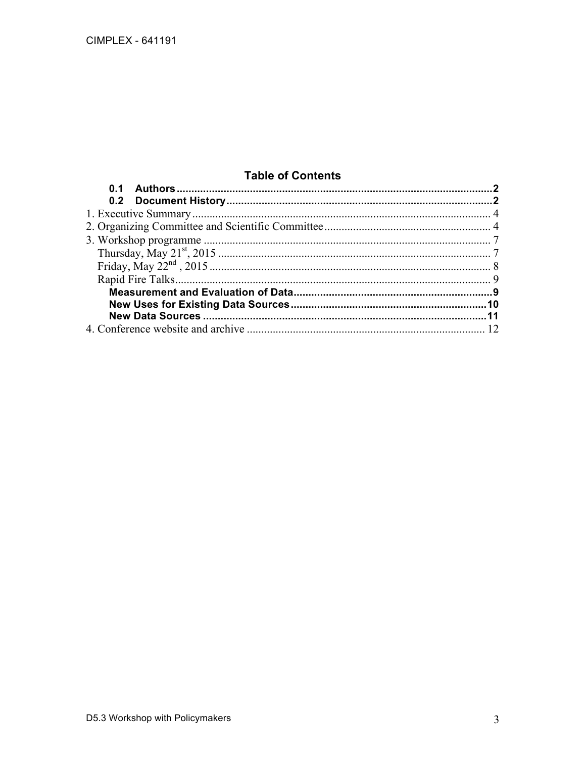## Table of Contents

**0.1 Authors** ..... **2**

**0.2 Document History** ..... **2**

1. Executive Summary ..... 4

2. Organizing Committee and Scientific Committee ..... 4

3. Workshop programme ..... 7

Thursday, May 21st, 2015 ..... 7

Friday, May 22nd, 2015 ..... 8

Rapid Fire Talks ..... 9

**Measurement and Evaluation of Data** ..... **9**

**New Uses for Existing Data Sources** ..... **10**

**New Data Sources** ..... **11**

4. Conference website and archive ..... 12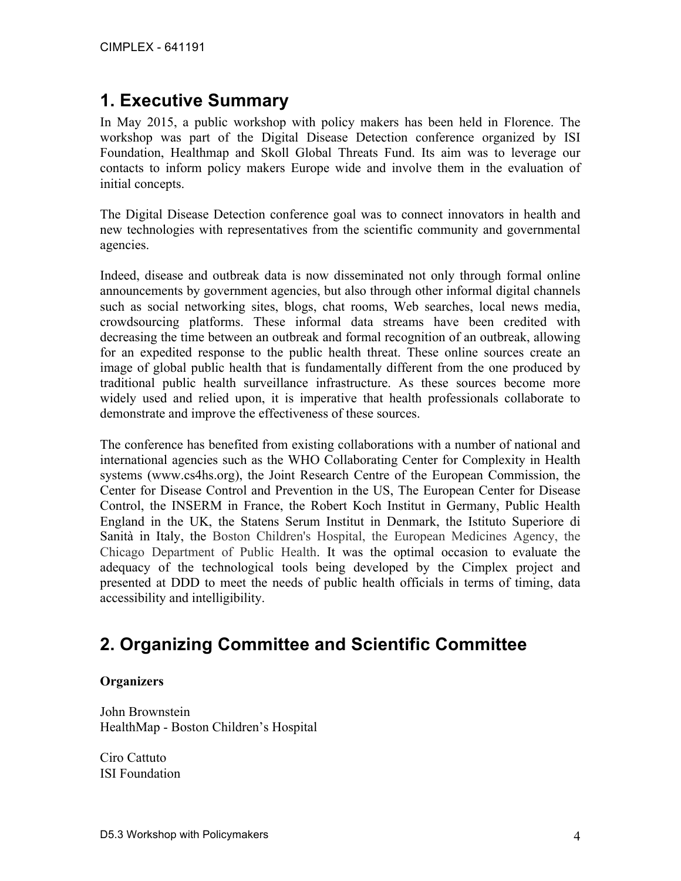## 1. Executive Summary

In May 2015, a public workshop with policy makers has been held in Florence. The workshop was part of the Digital Disease Detection conference organized by ISI Foundation, Healthmap and Skoll Global Threats Fund. Its aim was to leverage our contacts to inform policy makers Europe wide and involve them in the evaluation of initial concepts.

The Digital Disease Detection conference goal was to connect innovators in health and new technologies with representatives from the scientific community and governmental agencies.

Indeed, disease and outbreak data is now disseminated not only through formal online announcements by government agencies, but also through other informal digital channels such as social networking sites, blogs, chat rooms, Web searches, local news media, crowdsourcing platforms. These informal data streams have been credited with decreasing the time between an outbreak and formal recognition of an outbreak, allowing for an expedited response to the public health threat. These online sources create an image of global public health that is fundamentally different from the one produced by traditional public health surveillance infrastructure. As these sources become more widely used and relied upon, it is imperative that health professionals collaborate to demonstrate and improve the effectiveness of these sources.

The conference has benefited from existing collaborations with a number of national and international agencies such as the WHO Collaborating Center for Complexity in Health systems (www.cs4hs.org), the Joint Research Centre of the European Commission, the Center for Disease Control and Prevention in the US, The European Center for Disease Control, the INSERM in France, the Robert Koch Institut in Germany, Public Health England in the UK, the Statens Serum Institut in Denmark, the Istituto Superiore di Sanità in Italy, the Boston Children's Hospital, the European Medicines Agency, the Chicago Department of Public Health. It was the optimal occasion to evaluate the adequacy of the technological tools being developed by the Cimplex project and presented at DDD to meet the needs of public health officials in terms of timing, data accessibility and intelligibility.

## 2. Organizing Committee and Scientific Committee

**Organizers**

John Brownstein
HealthMap - Boston Children's Hospital

Ciro Cattuto
ISI Foundation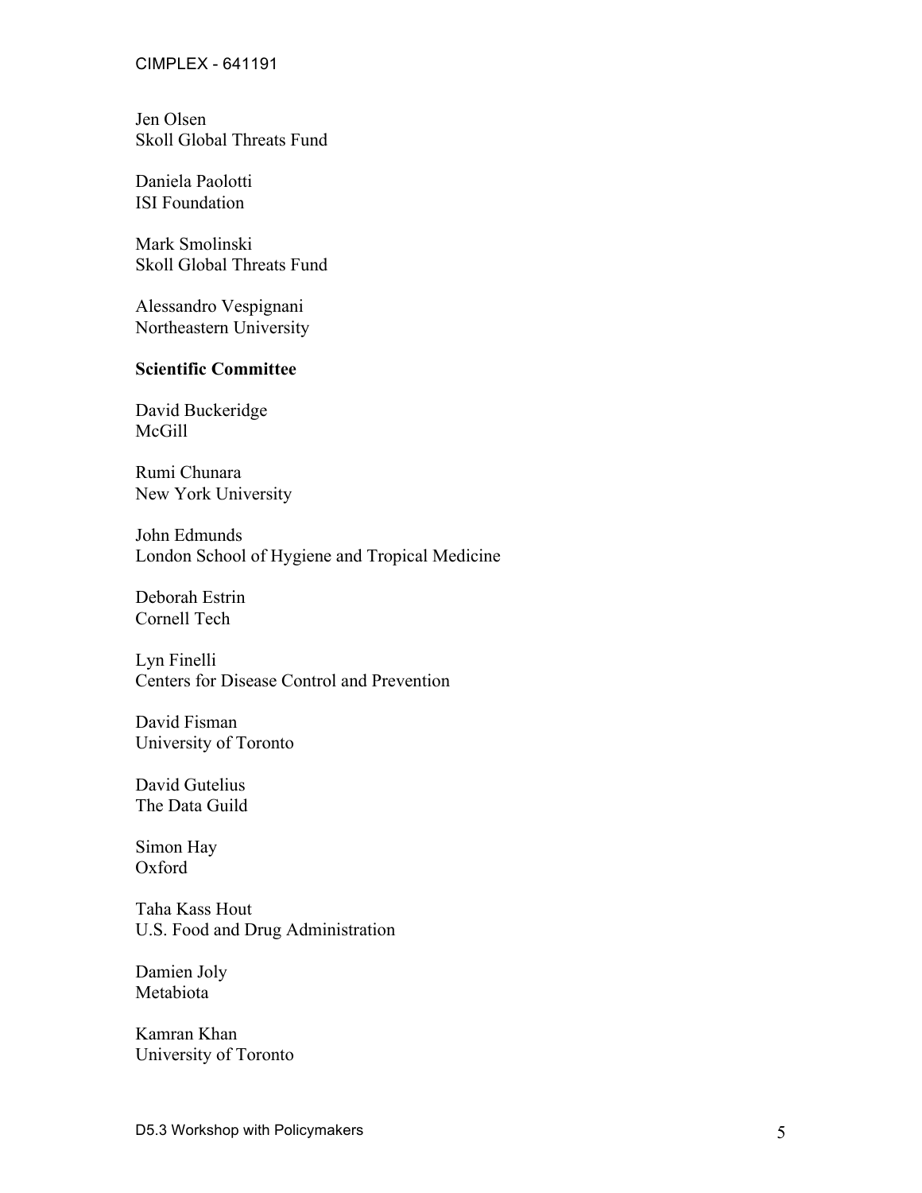Jen Olsen
Skoll Global Threats Fund

Daniela Paolotti
ISI Foundation

Mark Smolinski
Skoll Global Threats Fund

Alessandro Vespignani
Northeastern University

**Scientific Committee**

David Buckeridge
McGill

Rumi Chunara
New York University

John Edmunds
London School of Hygiene and Tropical Medicine

Deborah Estrin
Cornell Tech

Lyn Finelli
Centers for Disease Control and Prevention

David Fisman
University of Toronto

David Gutelius
The Data Guild

Simon Hay
Oxford

Taha Kass Hout
U.S. Food and Drug Administration

Damien Joly
Metabiota

Kamran Khan
University of Toronto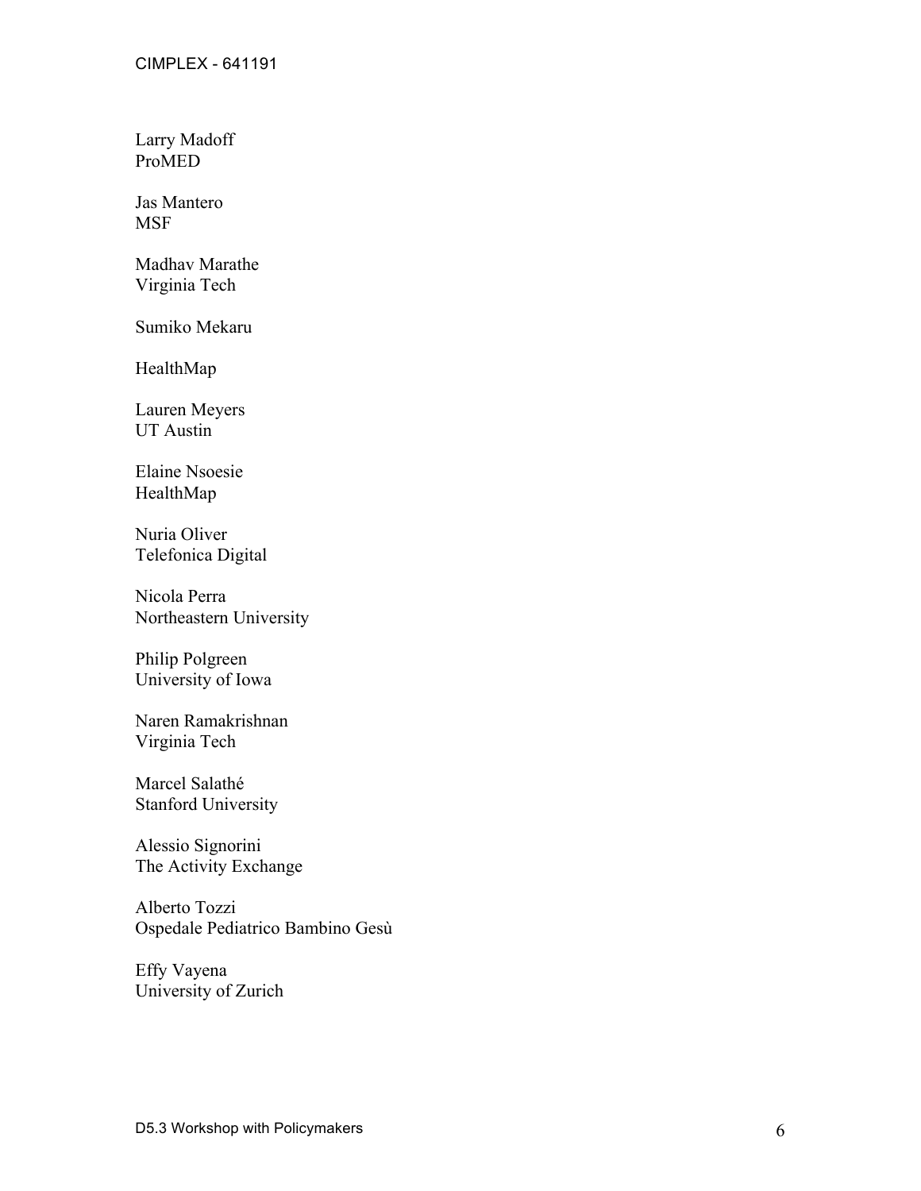Larry Madoff
ProMED

Jas Mantero
MSF

Madhav Marathe
Virginia Tech

Sumiko Mekaru

HealthMap

Lauren Meyers
UT Austin

Elaine Nsoesie
HealthMap

Nuria Oliver
Telefonica Digital

Nicola Perra
Northeastern University

Philip Polgreen
University of Iowa

Naren Ramakrishnan
Virginia Tech

Marcel Salathé
Stanford University

Alessio Signorini
The Activity Exchange

Alberto Tozzi
Ospedale Pediatrico Bambino Gesù

Effy Vayena
University of Zurich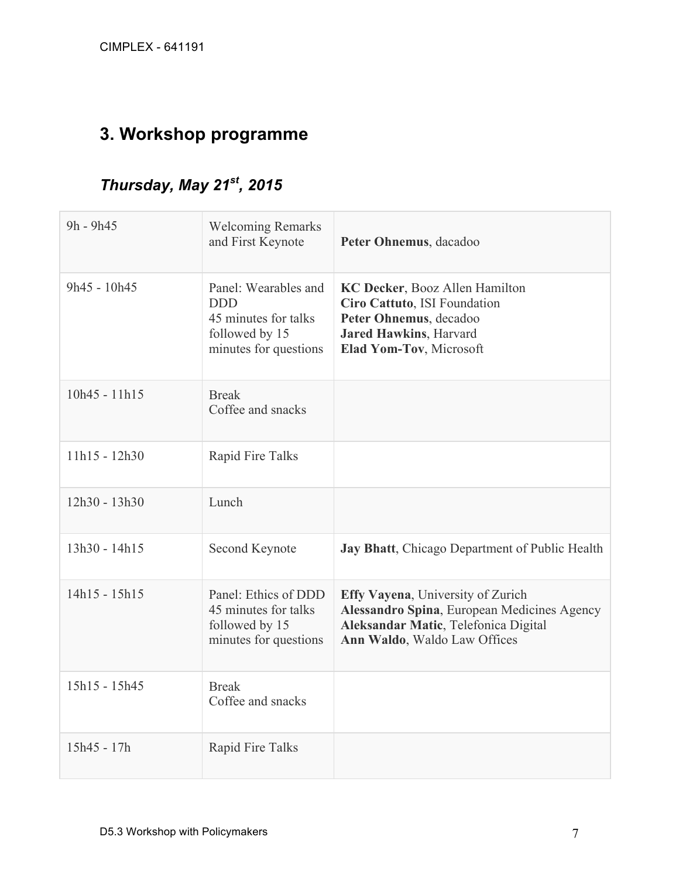## 3. Workshop programme

### *Thursday, May 21st, 2015*

| | | |
|---|---|---|
| 9h - 9h45 | Welcoming Remarks and First Keynote | **Peter Ohnemus**, dacadoo |
| 9h45 - 10h45 | Panel: Wearables and DDD<br>45 minutes for talks followed by 15 minutes for questions | **KC Decker**, Booz Allen Hamilton<br>**Ciro Cattuto**, ISI Foundation<br>**Peter Ohnemus**, decadoo<br>**Jared Hawkins**, Harvard<br>**Elad Yom-Tov**, Microsoft |
| 10h45 - 11h15 | Break<br>Coffee and snacks | |
| 11h15 - 12h30 | Rapid Fire Talks | |
| 12h30 - 13h30 | Lunch | |
| 13h30 - 14h15 | Second Keynote | **Jay Bhatt**, Chicago Department of Public Health |
| 14h15 - 15h15 | Panel: Ethics of DDD<br>45 minutes for talks followed by 15 minutes for questions | **Effy Vayena**, University of Zurich<br>**Alessandro Spina**, European Medicines Agency<br>**Aleksandar Matic**, Telefonica Digital<br>**Ann Waldo**, Waldo Law Offices |
| 15h15 - 15h45 | Break<br>Coffee and snacks | |
| 15h45 - 17h | Rapid Fire Talks | |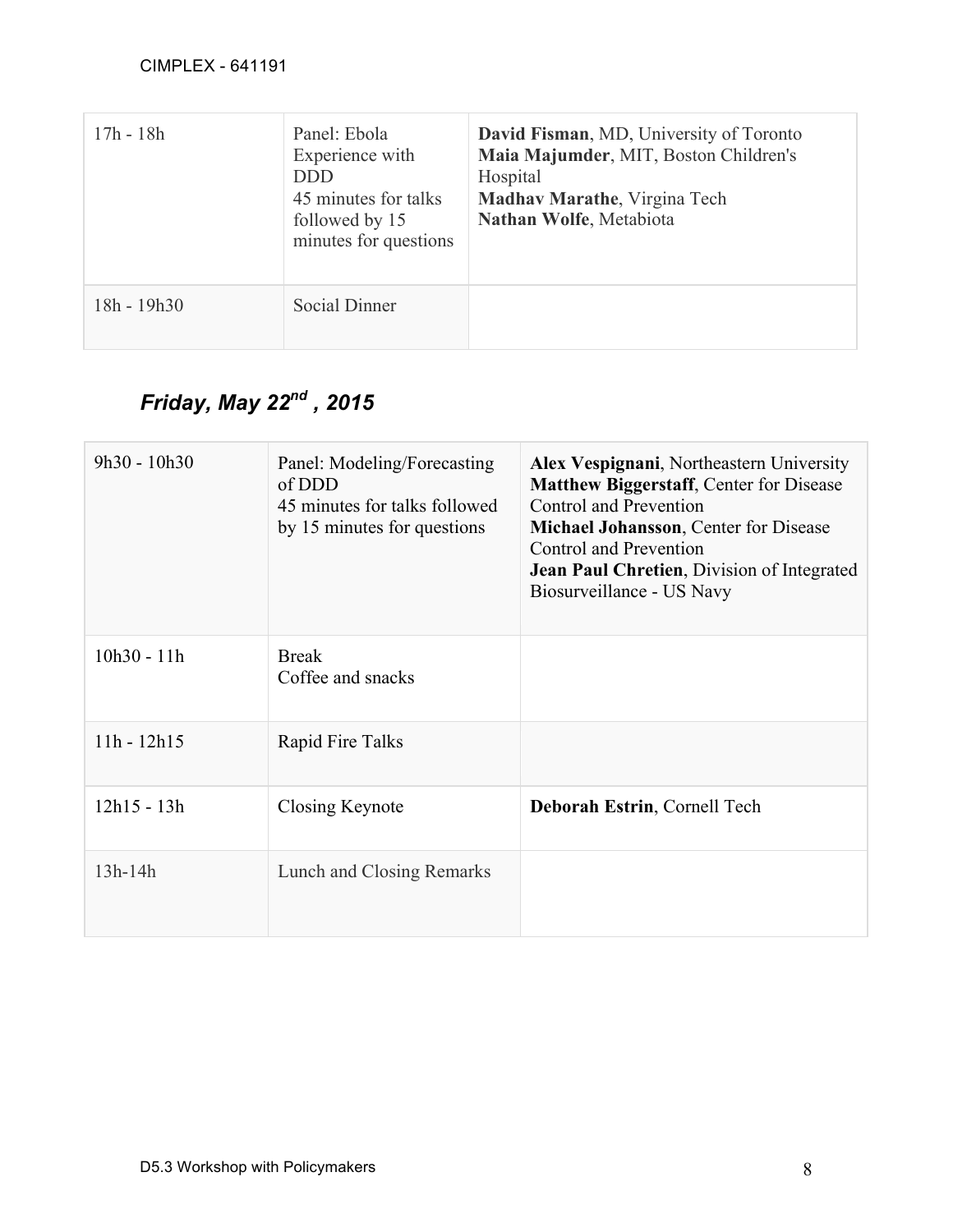| | | |
|---|---|---|
| 17h - 18h | Panel: Ebola Experience with DDD<br>45 minutes for talks followed by 15 minutes for questions | **David Fisman**, MD, University of Toronto<br>**Maia Majumder**, MIT, Boston Children's Hospital<br>**Madhav Marathe**, Virgina Tech<br>**Nathan Wolfe**, Metabiota |
| 18h - 19h30 | Social Dinner | |

## *Friday, May 22nd , 2015*

| | | |
|---|---|---|
| 9h30 - 10h30 | Panel: Modeling/Forecasting of DDD<br>45 minutes for talks followed by 15 minutes for questions | **Alex Vespignani**, Northeastern University<br>**Matthew Biggerstaff**, Center for Disease Control and Prevention<br>**Michael Johansson**, Center for Disease Control and Prevention<br>**Jean Paul Chretien**, Division of Integrated Biosurveillance - US Navy |
| 10h30 - 11h | Break<br>Coffee and snacks | |
| 11h - 12h15 | Rapid Fire Talks | |
| 12h15 - 13h | Closing Keynote | **Deborah Estrin**, Cornell Tech |
| 13h-14h | Lunch and Closing Remarks | |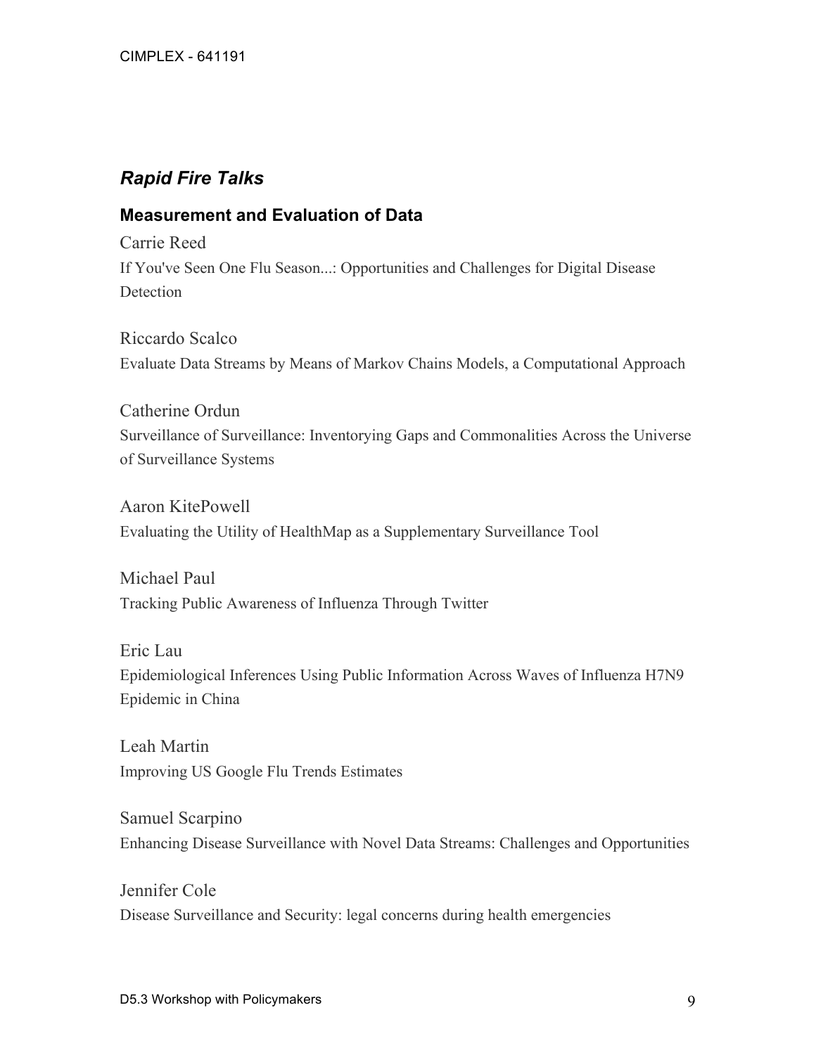## *Rapid Fire Talks*

### Measurement and Evaluation of Data

Carrie Reed
If You've Seen One Flu Season...: Opportunities and Challenges for Digital Disease Detection

Riccardo Scalco
Evaluate Data Streams by Means of Markov Chains Models, a Computational Approach

Catherine Ordun
Surveillance of Surveillance: Inventorying Gaps and Commonalities Across the Universe of Surveillance Systems

Aaron KitePowell
Evaluating the Utility of HealthMap as a Supplementary Surveillance Tool

Michael Paul
Tracking Public Awareness of Influenza Through Twitter

Eric Lau
Epidemiological Inferences Using Public Information Across Waves of Influenza H7N9 Epidemic in China

Leah Martin
Improving US Google Flu Trends Estimates

Samuel Scarpino
Enhancing Disease Surveillance with Novel Data Streams: Challenges and Opportunities

Jennifer Cole
Disease Surveillance and Security: legal concerns during health emergencies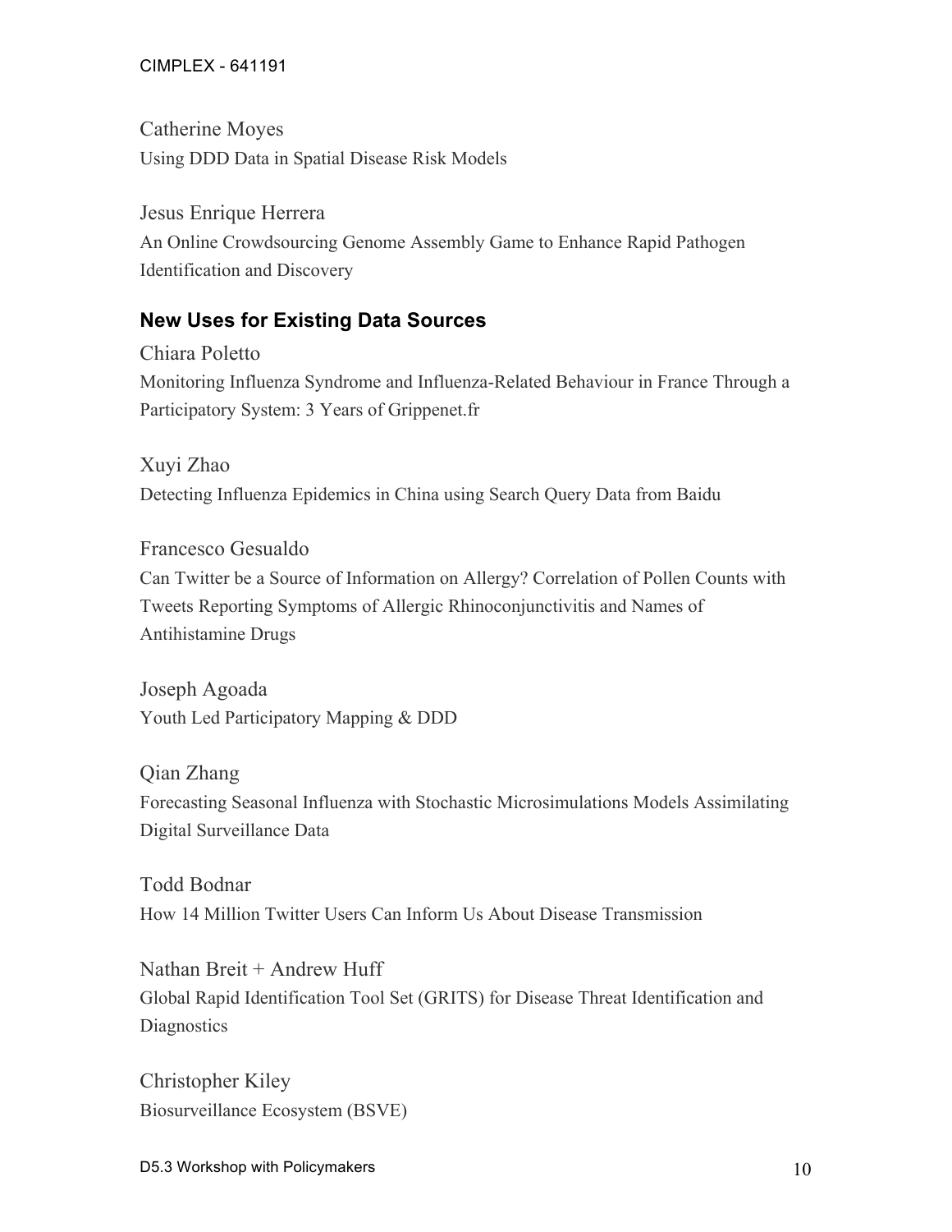Catherine Moyes

Using DDD Data in Spatial Disease Risk Models

Jesus Enrique Herrera

An Online Crowdsourcing Genome Assembly Game to Enhance Rapid Pathogen Identification and Discovery

### New Uses for Existing Data Sources

Chiara Poletto

Monitoring Influenza Syndrome and Influenza-Related Behaviour in France Through a Participatory System: 3 Years of Grippenet.fr

Xuyi Zhao

Detecting Influenza Epidemics in China using Search Query Data from Baidu

Francesco Gesualdo

Can Twitter be a Source of Information on Allergy? Correlation of Pollen Counts with Tweets Reporting Symptoms of Allergic Rhinoconjunctivitis and Names of Antihistamine Drugs

Joseph Agoada

Youth Led Participatory Mapping & DDD

Qian Zhang

Forecasting Seasonal Influenza with Stochastic Microsimulations Models Assimilating Digital Surveillance Data

Todd Bodnar

How 14 Million Twitter Users Can Inform Us About Disease Transmission

Nathan Breit + Andrew Huff

Global Rapid Identification Tool Set (GRITS) for Disease Threat Identification and Diagnostics

Christopher Kiley

Biosurveillance Ecosystem (BSVE)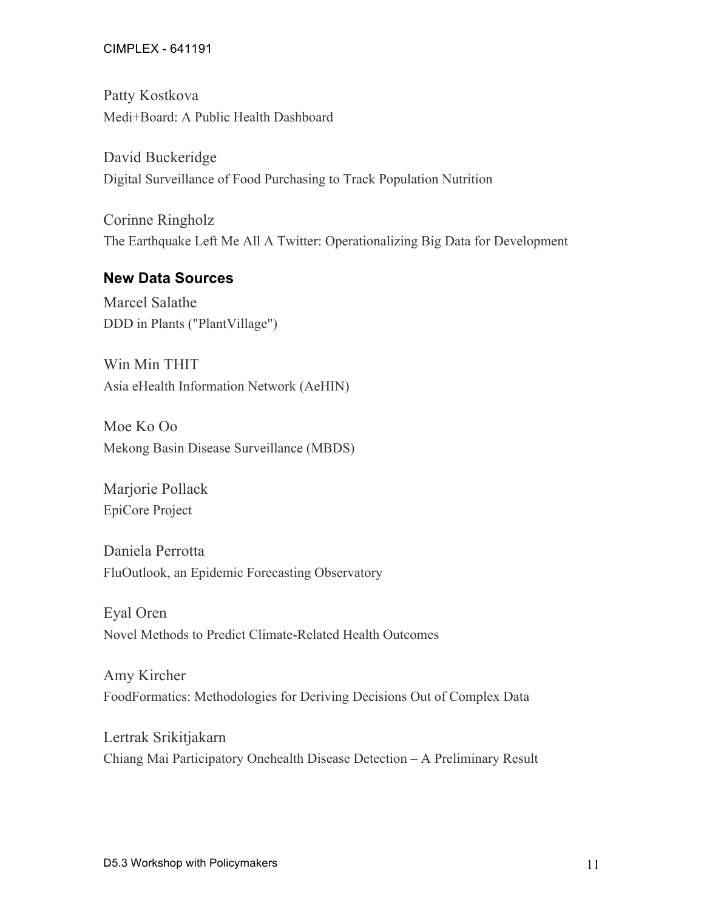Patty Kostkova
Medi+Board: A Public Health Dashboard

David Buckeridge
Digital Surveillance of Food Purchasing to Track Population Nutrition

Corinne Ringholz
The Earthquake Left Me All A Twitter: Operationalizing Big Data for Development

### New Data Sources

Marcel Salathe
DDD in Plants ("PlantVillage")

Win Min THIT
Asia eHealth Information Network (AeHIN)

Moe Ko Oo
Mekong Basin Disease Surveillance (MBDS)

Marjorie Pollack
EpiCore Project

Daniela Perrotta
FluOutlook, an Epidemic Forecasting Observatory

Eyal Oren
Novel Methods to Predict Climate-Related Health Outcomes

Amy Kircher
FoodFormatics: Methodologies for Deriving Decisions Out of Complex Data

Lertrak Srikitjakarn
Chiang Mai Participatory Onehealth Disease Detection – A Preliminary Result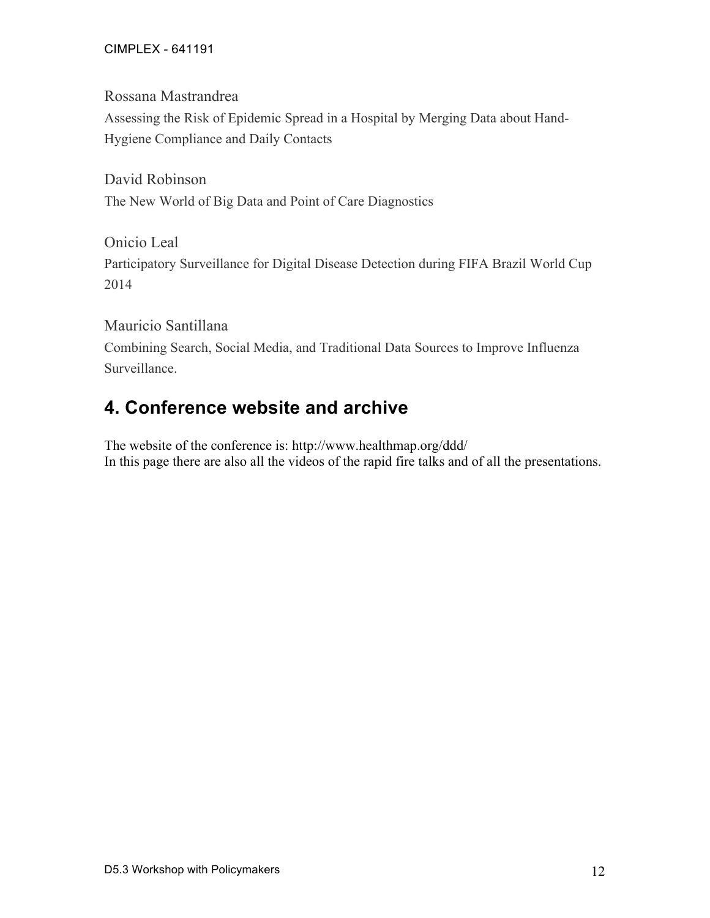Rossana Mastrandrea

Assessing the Risk of Epidemic Spread in a Hospital by Merging Data about Hand-Hygiene Compliance and Daily Contacts

David Robinson

The New World of Big Data and Point of Care Diagnostics

Onicio Leal

Participatory Surveillance for Digital Disease Detection during FIFA Brazil World Cup 2014

Mauricio Santillana

Combining Search, Social Media, and Traditional Data Sources to Improve Influenza Surveillance.

## 4. Conference website and archive

The website of the conference is: http://www.healthmap.org/ddd/
In this page there are also all the videos of the rapid fire talks and of all the presentations.